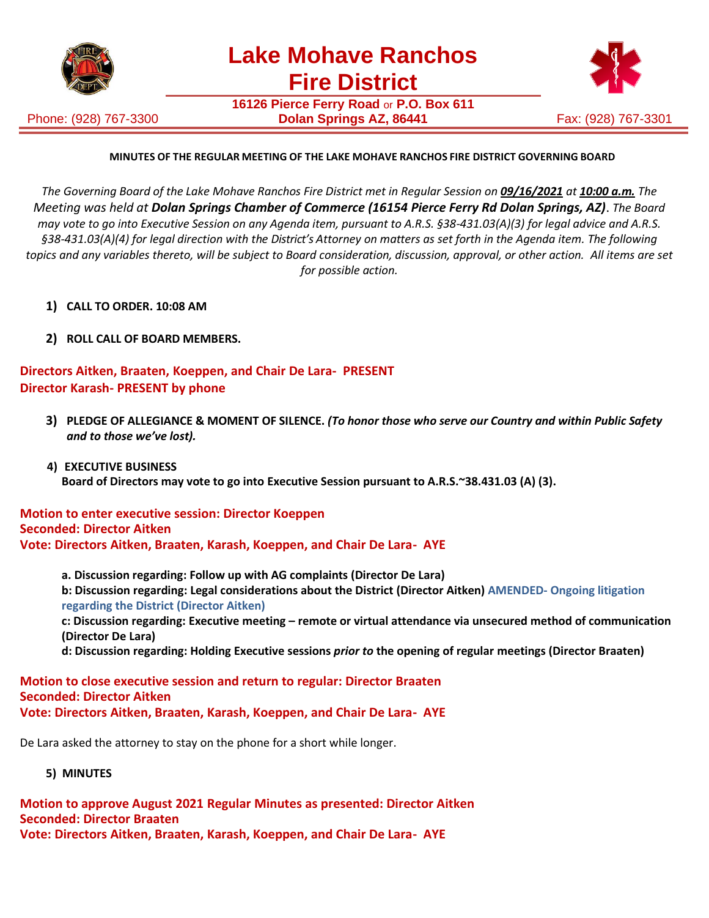# Lake Mohave Ranchos Fire District

**16126 Pierce Ferry Road** or **P.O. Box 611**
**Dolan Springs AZ, 86441**

Phone: (928) 767-3300 Fax: (928) 767-3301

**MINUTES OF THE REGULAR MEETING OF THE LAKE MOHAVE RANCHOS FIRE DISTRICT GOVERNING BOARD**

*The Governing Board of the Lake Mohave Ranchos Fire District met in Regular Session on* ***09/16/2021*** *at* ***10:00 a.m.*** *The Meeting was held at* ***Dolan Springs Chamber of Commerce (16154 Pierce Ferry Rd Dolan Springs, AZ)****. The Board may vote to go into Executive Session on any Agenda item, pursuant to A.R.S. §38-431.03(A)(3) for legal advice and A.R.S. §38-431.03(A)(4) for legal direction with the District's Attorney on matters as set forth in the Agenda item. The following topics and any variables thereto, will be subject to Board consideration, discussion, approval, or other action. All items are set for possible action.*

1) **CALL TO ORDER. 10:08 AM**

2) **ROLL CALL OF BOARD MEMBERS.**

**Directors Aitken, Braaten, Koeppen, and Chair De Lara- PRESENT**
**Director Karash- PRESENT by phone**

3) **PLEDGE OF ALLEGIANCE & MOMENT OF SILENCE.** ***(To honor those who serve our Country and within Public Safety and to those we've lost).***

4) **EXECUTIVE BUSINESS**
**Board of Directors may vote to go into Executive Session pursuant to A.R.S.~38.431.03 (A) (3).**

**Motion to enter executive session: Director Koeppen**
**Seconded: Director Aitken**
**Vote: Directors Aitken, Braaten, Karash, Koeppen, and Chair De Lara- AYE**

**a. Discussion regarding: Follow up with AG complaints (Director De Lara)**
**b: Discussion regarding: Legal considerations about the District (Director Aitken) AMENDED- Ongoing litigation regarding the District (Director Aitken)**
**c: Discussion regarding: Executive meeting – remote or virtual attendance via unsecured method of communication (Director De Lara)**
**d: Discussion regarding: Holding Executive sessions *prior to* the opening of regular meetings (Director Braaten)**

**Motion to close executive session and return to regular: Director Braaten**
**Seconded: Director Aitken**
**Vote: Directors Aitken, Braaten, Karash, Koeppen, and Chair De Lara- AYE**

De Lara asked the attorney to stay on the phone for a short while longer.

5) **MINUTES**

**Motion to approve August 2021 Regular Minutes as presented: Director Aitken**
**Seconded: Director Braaten**
**Vote: Directors Aitken, Braaten, Karash, Koeppen, and Chair De Lara- AYE**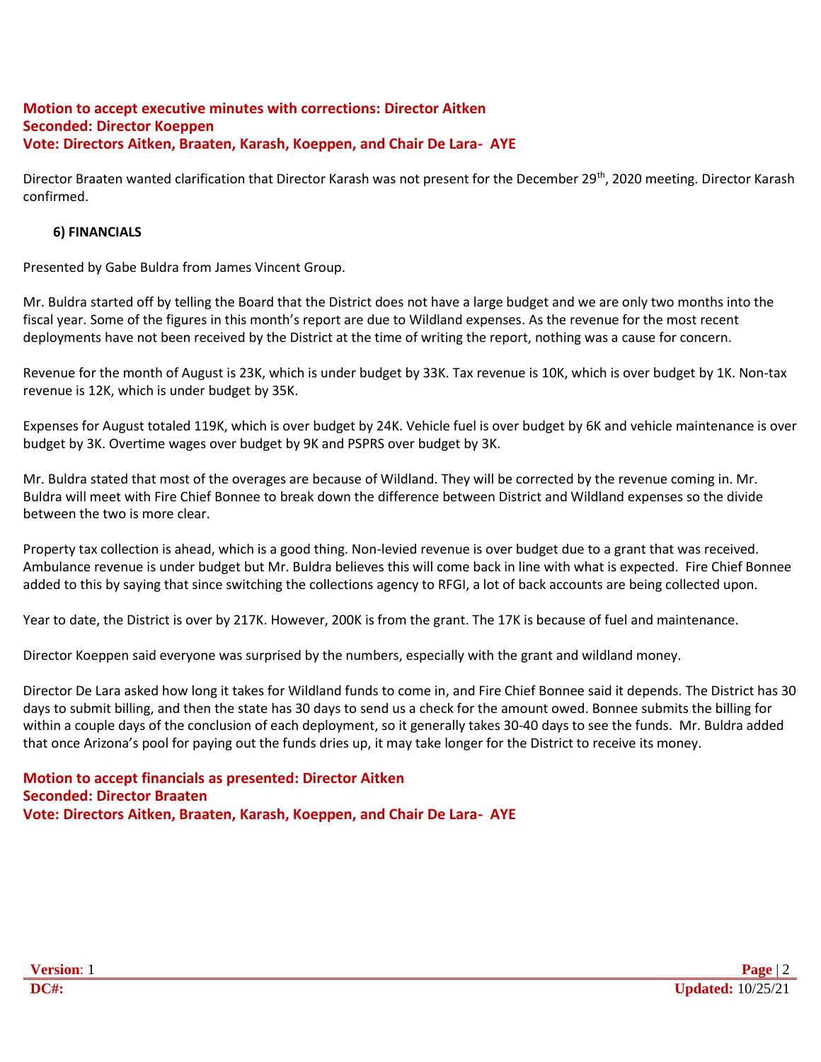**Motion to accept executive minutes with corrections: Director Aitken**
**Seconded: Director Koeppen**
**Vote: Directors Aitken, Braaten, Karash, Koeppen, and Chair De Lara- AYE**

Director Braaten wanted clarification that Director Karash was not present for the December 29th, 2020 meeting. Director Karash confirmed.

### 6) FINANCIALS

Presented by Gabe Buldra from James Vincent Group.

Mr. Buldra started off by telling the Board that the District does not have a large budget and we are only two months into the fiscal year. Some of the figures in this month's report are due to Wildland expenses. As the revenue for the most recent deployments have not been received by the District at the time of writing the report, nothing was a cause for concern.

Revenue for the month of August is 23K, which is under budget by 33K. Tax revenue is 10K, which is over budget by 1K. Non-tax revenue is 12K, which is under budget by 35K.

Expenses for August totaled 119K, which is over budget by 24K. Vehicle fuel is over budget by 6K and vehicle maintenance is over budget by 3K. Overtime wages over budget by 9K and PSPRS over budget by 3K.

Mr. Buldra stated that most of the overages are because of Wildland. They will be corrected by the revenue coming in. Mr. Buldra will meet with Fire Chief Bonnee to break down the difference between District and Wildland expenses so the divide between the two is more clear.

Property tax collection is ahead, which is a good thing. Non-levied revenue is over budget due to a grant that was received. Ambulance revenue is under budget but Mr. Buldra believes this will come back in line with what is expected. Fire Chief Bonnee added to this by saying that since switching the collections agency to RFGI, a lot of back accounts are being collected upon.

Year to date, the District is over by 217K. However, 200K is from the grant. The 17K is because of fuel and maintenance.

Director Koeppen said everyone was surprised by the numbers, especially with the grant and wildland money.

Director De Lara asked how long it takes for Wildland funds to come in, and Fire Chief Bonnee said it depends. The District has 30 days to submit billing, and then the state has 30 days to send us a check for the amount owed. Bonnee submits the billing for within a couple days of the conclusion of each deployment, so it generally takes 30-40 days to see the funds. Mr. Buldra added that once Arizona's pool for paying out the funds dries up, it may take longer for the District to receive its money.

**Motion to accept financials as presented: Director Aitken**
**Seconded: Director Braaten**
**Vote: Directors Aitken, Braaten, Karash, Koeppen, and Chair De Lara- AYE**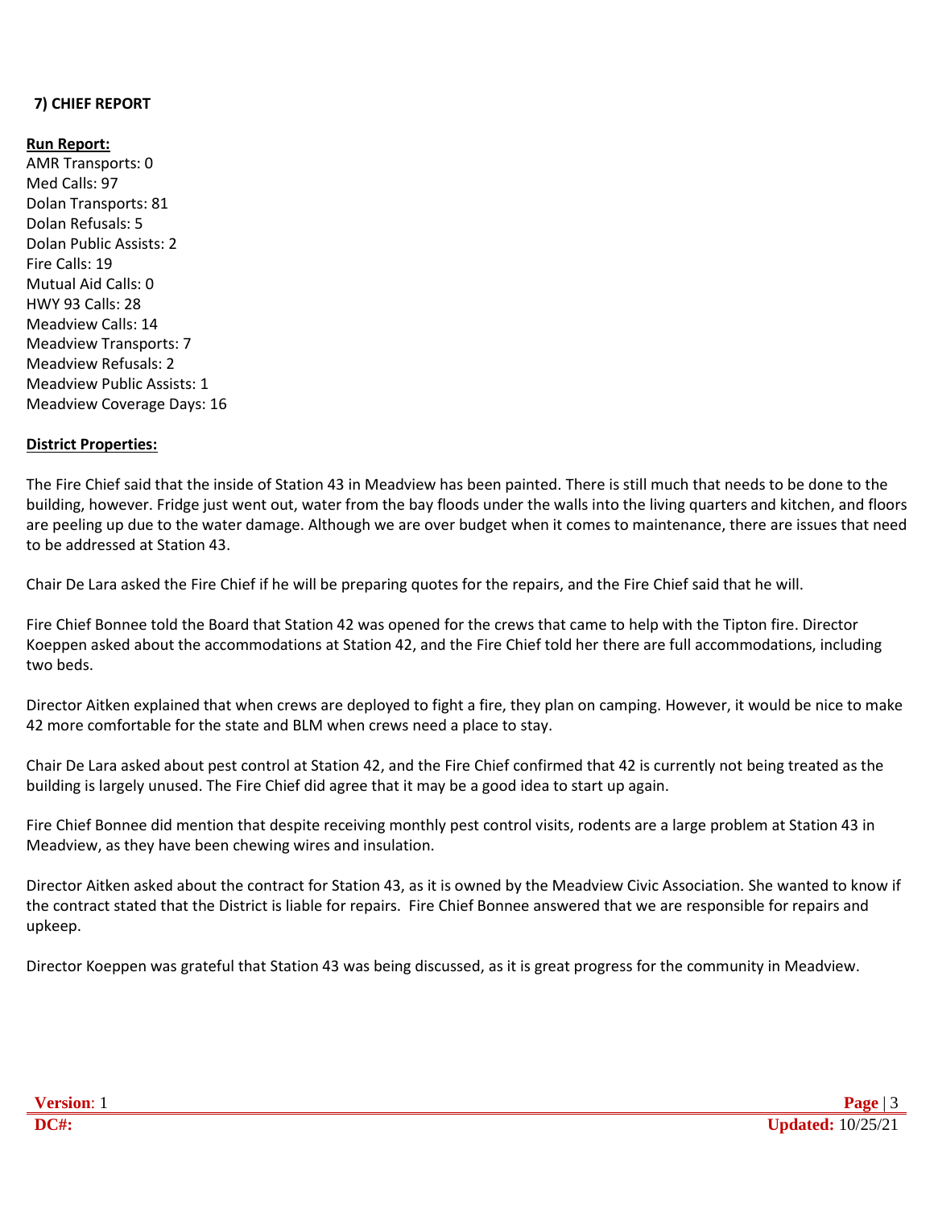## 7) CHIEF REPORT

**Run Report:**

AMR Transports: 0
Med Calls: 97
Dolan Transports: 81
Dolan Refusals: 5
Dolan Public Assists: 2
Fire Calls: 19
Mutual Aid Calls: 0
HWY 93 Calls: 28
Meadview Calls: 14
Meadview Transports: 7
Meadview Refusals: 2
Meadview Public Assists: 1
Meadview Coverage Days: 16

**District Properties:**

The Fire Chief said that the inside of Station 43 in Meadview has been painted. There is still much that needs to be done to the building, however. Fridge just went out, water from the bay floods under the walls into the living quarters and kitchen, and floors are peeling up due to the water damage. Although we are over budget when it comes to maintenance, there are issues that need to be addressed at Station 43.

Chair De Lara asked the Fire Chief if he will be preparing quotes for the repairs, and the Fire Chief said that he will.

Fire Chief Bonnee told the Board that Station 42 was opened for the crews that came to help with the Tipton fire. Director Koeppen asked about the accommodations at Station 42, and the Fire Chief told her there are full accommodations, including two beds.

Director Aitken explained that when crews are deployed to fight a fire, they plan on camping. However, it would be nice to make 42 more comfortable for the state and BLM when crews need a place to stay.

Chair De Lara asked about pest control at Station 42, and the Fire Chief confirmed that 42 is currently not being treated as the building is largely unused. The Fire Chief did agree that it may be a good idea to start up again.

Fire Chief Bonnee did mention that despite receiving monthly pest control visits, rodents are a large problem at Station 43 in Meadview, as they have been chewing wires and insulation.

Director Aitken asked about the contract for Station 43, as it is owned by the Meadview Civic Association. She wanted to know if the contract stated that the District is liable for repairs. Fire Chief Bonnee answered that we are responsible for repairs and upkeep.

Director Koeppen was grateful that Station 43 was being discussed, as it is great progress for the community in Meadview.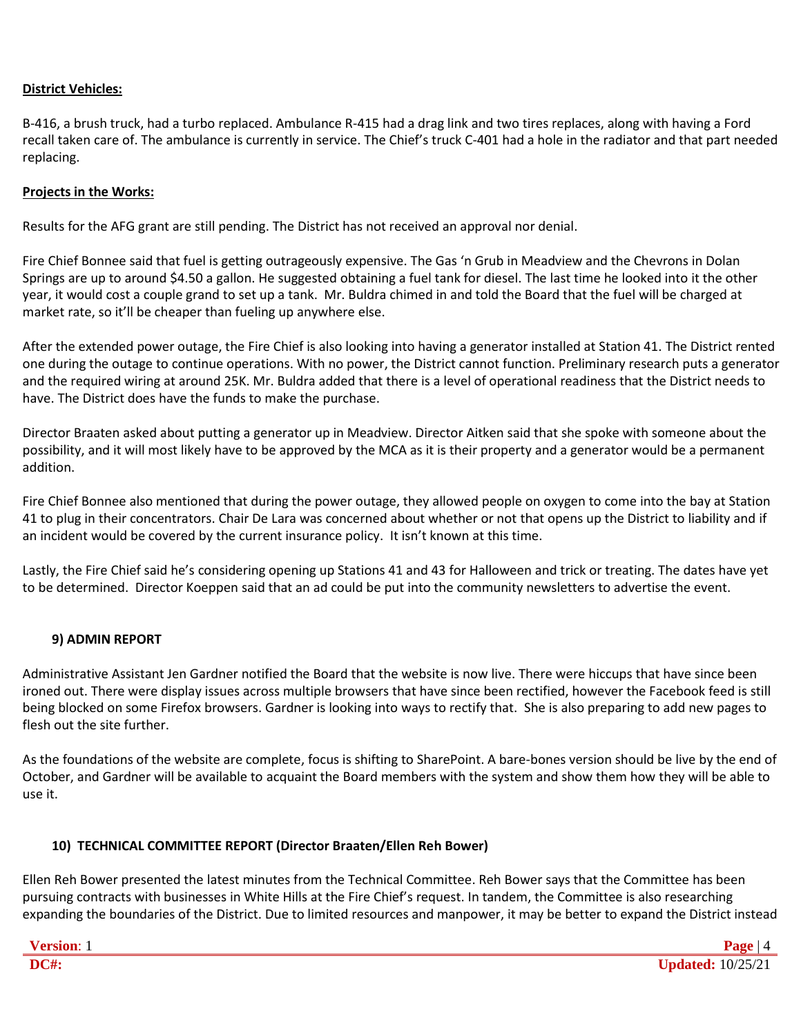**District Vehicles:**

B-416, a brush truck, had a turbo replaced. Ambulance R-415 had a drag link and two tires replaces, along with having a Ford recall taken care of. The ambulance is currently in service. The Chief's truck C-401 had a hole in the radiator and that part needed replacing.

**Projects in the Works:**

Results for the AFG grant are still pending. The District has not received an approval nor denial.

Fire Chief Bonnee said that fuel is getting outrageously expensive. The Gas 'n Grub in Meadview and the Chevrons in Dolan Springs are up to around $4.50 a gallon. He suggested obtaining a fuel tank for diesel. The last time he looked into it the other year, it would cost a couple grand to set up a tank. Mr. Buldra chimed in and told the Board that the fuel will be charged at market rate, so it'll be cheaper than fueling up anywhere else.

After the extended power outage, the Fire Chief is also looking into having a generator installed at Station 41. The District rented one during the outage to continue operations. With no power, the District cannot function. Preliminary research puts a generator and the required wiring at around 25K. Mr. Buldra added that there is a level of operational readiness that the District needs to have. The District does have the funds to make the purchase.

Director Braaten asked about putting a generator up in Meadview. Director Aitken said that she spoke with someone about the possibility, and it will most likely have to be approved by the MCA as it is their property and a generator would be a permanent addition.

Fire Chief Bonnee also mentioned that during the power outage, they allowed people on oxygen to come into the bay at Station 41 to plug in their concentrators. Chair De Lara was concerned about whether or not that opens up the District to liability and if an incident would be covered by the current insurance policy. It isn't known at this time.

Lastly, the Fire Chief said he's considering opening up Stations 41 and 43 for Halloween and trick or treating. The dates have yet to be determined. Director Koeppen said that an ad could be put into the community newsletters to advertise the event.

### 9) ADMIN REPORT

Administrative Assistant Jen Gardner notified the Board that the website is now live. There were hiccups that have since been ironed out. There were display issues across multiple browsers that have since been rectified, however the Facebook feed is still being blocked on some Firefox browsers. Gardner is looking into ways to rectify that. She is also preparing to add new pages to flesh out the site further.

As the foundations of the website are complete, focus is shifting to SharePoint. A bare-bones version should be live by the end of October, and Gardner will be available to acquaint the Board members with the system and show them how they will be able to use it.

### 10) TECHNICAL COMMITTEE REPORT (Director Braaten/Ellen Reh Bower)

Ellen Reh Bower presented the latest minutes from the Technical Committee. Reh Bower says that the Committee has been pursuing contracts with businesses in White Hills at the Fire Chief's request. In tandem, the Committee is also researching expanding the boundaries of the District. Due to limited resources and manpower, it may be better to expand the District instead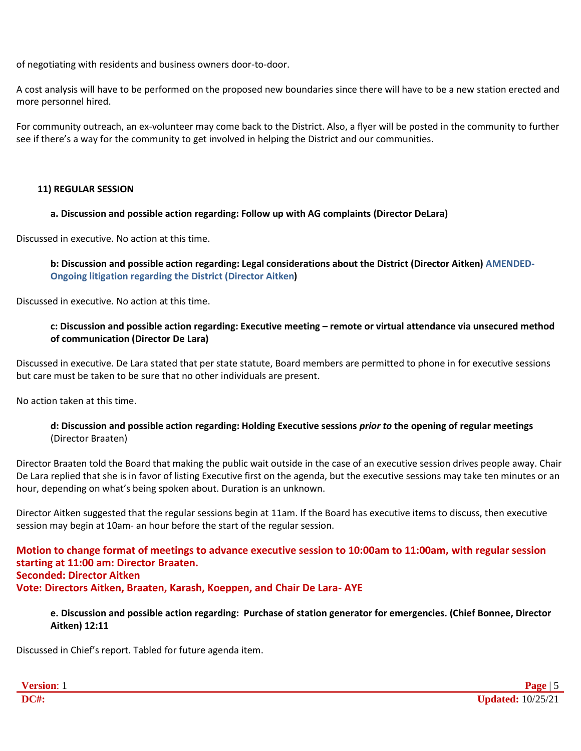of negotiating with residents and business owners door-to-door.

A cost analysis will have to be performed on the proposed new boundaries since there will have to be a new station erected and more personnel hired.

For community outreach, an ex-volunteer may come back to the District. Also, a flyer will be posted in the community to further see if there's a way for the community to get involved in helping the District and our communities.

**11) REGULAR SESSION**

**a. Discussion and possible action regarding: Follow up with AG complaints (Director DeLara)**

Discussed in executive. No action at this time.

**b: Discussion and possible action regarding: Legal considerations about the District (Director Aitken) AMENDED- Ongoing litigation regarding the District (Director Aitken)**

Discussed in executive. No action at this time.

**c: Discussion and possible action regarding: Executive meeting – remote or virtual attendance via unsecured method of communication (Director De Lara)**

Discussed in executive. De Lara stated that per state statute, Board members are permitted to phone in for executive sessions but care must be taken to be sure that no other individuals are present.

No action taken at this time.

**d: Discussion and possible action regarding: Holding Executive sessions *prior to* the opening of regular meetings** (Director Braaten)

Director Braaten told the Board that making the public wait outside in the case of an executive session drives people away. Chair De Lara replied that she is in favor of listing Executive first on the agenda, but the executive sessions may take ten minutes or an hour, depending on what's being spoken about. Duration is an unknown.

Director Aitken suggested that the regular sessions begin at 11am. If the Board has executive items to discuss, then executive session may begin at 10am- an hour before the start of the regular session.

**Motion to change format of meetings to advance executive session to 10:00am to 11:00am, with regular session starting at 11:00 am: Director Braaten.**
**Seconded: Director Aitken**
**Vote: Directors Aitken, Braaten, Karash, Koeppen, and Chair De Lara- AYE**

**e. Discussion and possible action regarding: Purchase of station generator for emergencies. (Chief Bonnee, Director Aitken) 12:11**

Discussed in Chief's report. Tabled for future agenda item.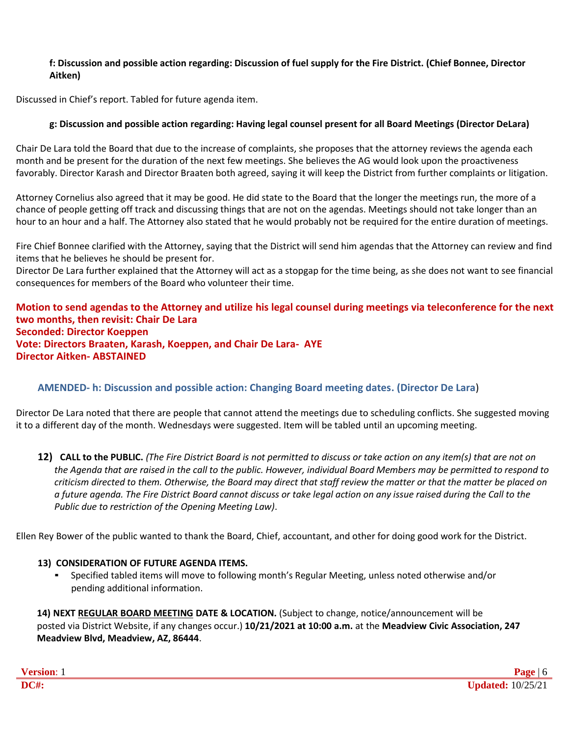**f: Discussion and possible action regarding: Discussion of fuel supply for the Fire District. (Chief Bonnee, Director Aitken)**

Discussed in Chief's report. Tabled for future agenda item.

**g: Discussion and possible action regarding: Having legal counsel present for all Board Meetings (Director DeLara)**

Chair De Lara told the Board that due to the increase of complaints, she proposes that the attorney reviews the agenda each month and be present for the duration of the next few meetings. She believes the AG would look upon the proactiveness favorably. Director Karash and Director Braaten both agreed, saying it will keep the District from further complaints or litigation.

Attorney Cornelius also agreed that it may be good. He did state to the Board that the longer the meetings run, the more of a chance of people getting off track and discussing things that are not on the agendas. Meetings should not take longer than an hour to an hour and a half. The Attorney also stated that he would probably not be required for the entire duration of meetings.

Fire Chief Bonnee clarified with the Attorney, saying that the District will send him agendas that the Attorney can review and find items that he believes he should be present for.
Director De Lara further explained that the Attorney will act as a stopgap for the time being, as she does not want to see financial consequences for members of the Board who volunteer their time.

**Motion to send agendas to the Attorney and utilize his legal counsel during meetings via teleconference for the next two months, then revisit: Chair De Lara**
**Seconded: Director Koeppen**
**Vote: Directors Braaten, Karash, Koeppen, and Chair De Lara- AYE**
**Director Aitken- ABSTAINED**

**AMENDED- h: Discussion and possible action: Changing Board meeting dates. (Director De Lara)**

Director De Lara noted that there are people that cannot attend the meetings due to scheduling conflicts. She suggested moving it to a different day of the month. Wednesdays were suggested. Item will be tabled until an upcoming meeting.

**12) CALL to the PUBLIC.** *(The Fire District Board is not permitted to discuss or take action on any item(s) that are not on the Agenda that are raised in the call to the public. However, individual Board Members may be permitted to respond to criticism directed to them. Otherwise, the Board may direct that staff review the matter or that the matter be placed on a future agenda. The Fire District Board cannot discuss or take legal action on any issue raised during the Call to the Public due to restriction of the Opening Meeting Law)*.

Ellen Rey Bower of the public wanted to thank the Board, Chief, accountant, and other for doing good work for the District.

**13) CONSIDERATION OF FUTURE AGENDA ITEMS.**

- Specified tabled items will move to following month's Regular Meeting, unless noted otherwise and/or pending additional information.

**14) NEXT REGULAR BOARD MEETING DATE & LOCATION.** (Subject to change, notice/announcement will be posted via District Website, if any changes occur.) **10/21/2021 at 10:00 a.m.** at the **Meadview Civic Association, 247 Meadview Blvd, Meadview, AZ, 86444**.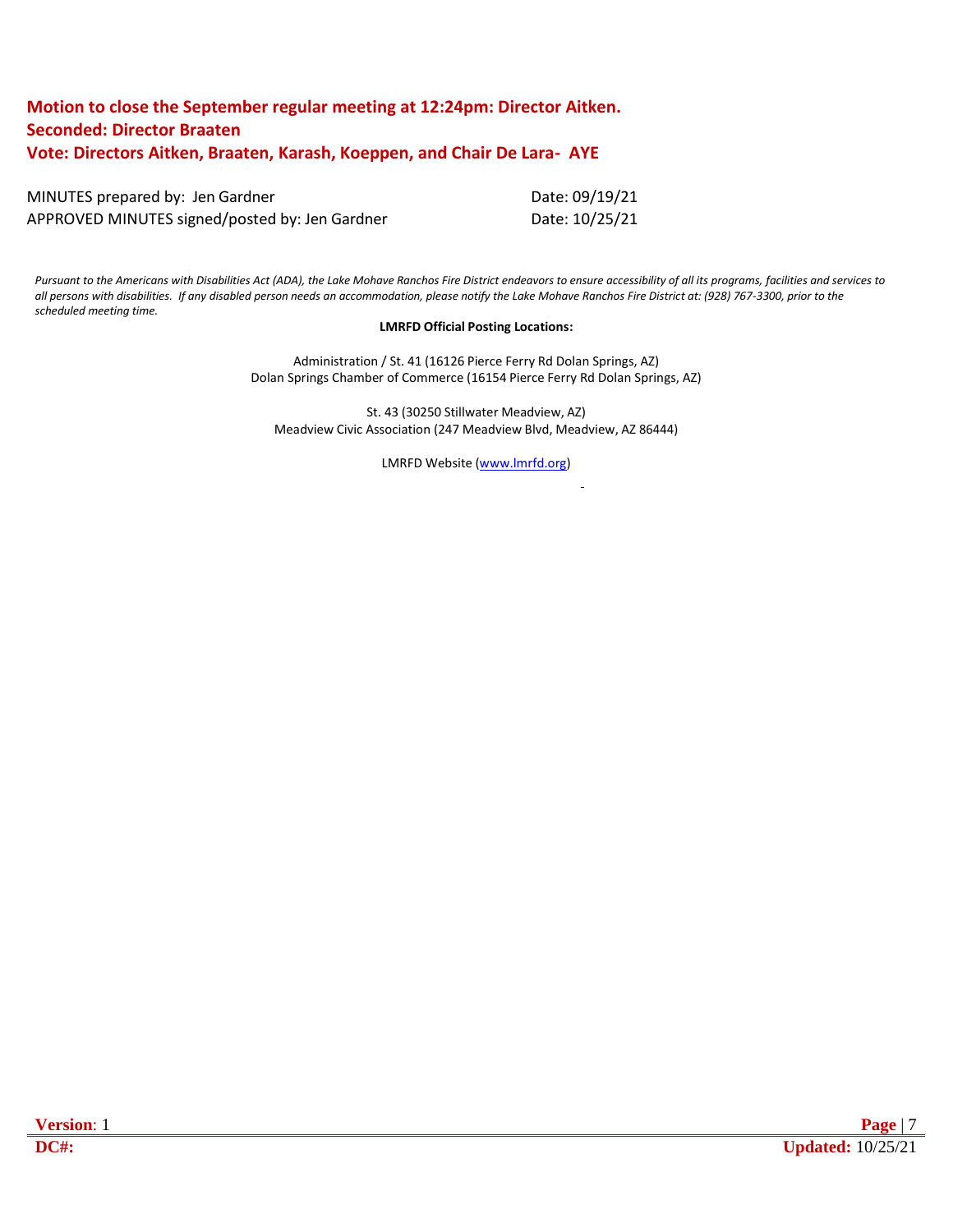**Motion to close the September regular meeting at 12:24pm: Director Aitken.**
**Seconded: Director Braaten**
**Vote: Directors Aitken, Braaten, Karash, Koeppen, and Chair De Lara- AYE**

MINUTES prepared by: Jen Gardner — Date: 09/19/21
APPROVED MINUTES signed/posted by: Jen Gardner — Date: 10/25/21

*Pursuant to the Americans with Disabilities Act (ADA), the Lake Mohave Ranchos Fire District endeavors to ensure accessibility of all its programs, facilities and services to all persons with disabilities. If any disabled person needs an accommodation, please notify the Lake Mohave Ranchos Fire District at: (928) 767-3300, prior to the scheduled meeting time.*

**LMRFD Official Posting Locations:**

Administration / St. 41 (16126 Pierce Ferry Rd Dolan Springs, AZ)
Dolan Springs Chamber of Commerce (16154 Pierce Ferry Rd Dolan Springs, AZ)

St. 43 (30250 Stillwater Meadview, AZ)
Meadview Civic Association (247 Meadview Blvd, Meadview, AZ 86444)

LMRFD Website (www.lmrfd.org)

**Version**: 1
**DC#:**
**Updated:** 10/25/21